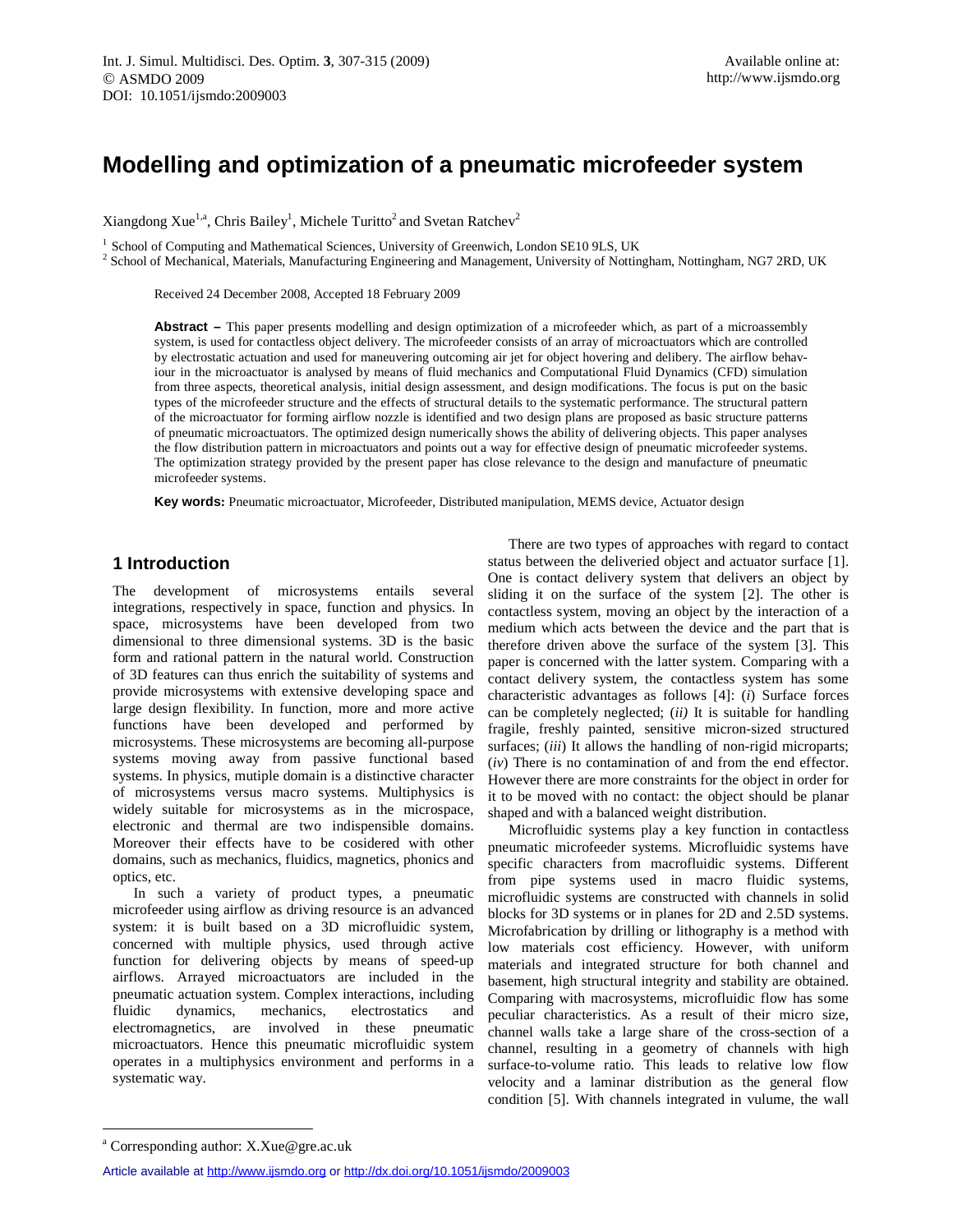# Modelling and optimization of a pneumatic microfeeder system

Xiangdong Xue[1,a], Chris Bailey[1], Michele Turitto[2] and Svetan Ratchev[2]

[1] School of Computing and Mathematical Sciences, University of Greenwich, London SE10 9LS, UK

[2] School of Mechanical, Materials, Manufacturing Engineering and Management, University of Nottingham, Nottingham, NG7 2RD, UK

Received 24 December 2008, Accepted 18 February 2009

**Abstract –** This paper presents modelling and design optimization of a microfeeder which, as part of a microassembly system, is used for contactless object delivery. The microfeeder consists of an array of microactuators which are controlled by electrostatic actuation and used for maneuvering outcoming air jet for object hovering and delibery. The airflow behaviour in the microactuator is analysed by means of fluid mechanics and Computational Fluid Dynamics (CFD) simulation from three aspects, theoretical analysis, initial design assessment, and design modifications. The focus is put on the basic types of the microfeeder structure and the effects of structural details to the systematic performance. The structural pattern of the microactuator for forming airflow nozzle is identified and two design plans are proposed as basic structure patterns of pneumatic microactuators. The optimized design numerically shows the ability of delivering objects. This paper analyses the flow distribution pattern in microactuators and points out a way for effective design of pneumatic microfeeder systems. The optimization strategy provided by the present paper has close relevance to the design and manufacture of pneumatic microfeeder systems.

**Key words:** Pneumatic microactuator, Microfeeder, Distributed manipulation, MEMS device, Actuator design

## 1 Introduction

The development of microsystems entails several integrations, respectively in space, function and physics. In space, microsystems have been developed from two dimensional to three dimensional systems. 3D is the basic form and rational pattern in the natural world. Construction of 3D features can thus enrich the suitability of systems and provide microsystems with extensive developing space and large design flexibility. In function, more and more active functions have been developed and performed by microsystems. These microsystems are becoming all-purpose systems moving away from passive functional based systems. In physics, mutiple domain is a distinctive character of microsystems versus macro systems. Multiphysics is widely suitable for microsystems as in the microspace, electronic and thermal are two indispensible domains. Moreover their effects have to be cosidered with other domains, such as mechanics, fluidics, magnetics, phonics and optics, etc.

In such a variety of product types, a pneumatic microfeeder using airflow as driving resource is an advanced system: it is built based on a 3D microfluidic system, concerned with multiple physics, used through active function for delivering objects by means of speed-up airflows. Arrayed microactuators are included in the pneumatic actuation system. Complex interactions, including fluidic dynamics, mechanics, electrostatics and electromagnetics, are involved in these pneumatic microactuators. Hence this pneumatic microfluidic system operates in a multiphysics environment and performs in a systematic way.

There are two types of approaches with regard to contact status between the deliveried object and actuator surface [1]. One is contact delivery system that delivers an object by sliding it on the surface of the system [2]. The other is contactless system, moving an object by the interaction of a medium which acts between the device and the part that is therefore driven above the surface of the system [3]. This paper is concerned with the latter system. Comparing with a contact delivery system, the contactless system has some characteristic advantages as follows [4]: (*i*) Surface forces can be completely neglected; (*ii)* It is suitable for handling fragile, freshly painted, sensitive micron-sized structured surfaces; (*iii*) It allows the handling of non-rigid microparts; (*iv*) There is no contamination of and from the end effector. However there are more constraints for the object in order for it to be moved with no contact: the object should be planar shaped and with a balanced weight distribution.

Microfluidic systems play a key function in contactless pneumatic microfeeder systems. Microfluidic systems have specific characters from macrofluidic systems. Different from pipe systems used in macro fluidic systems, microfluidic systems are constructed with channels in solid blocks for 3D systems or in planes for 2D and 2.5D systems. Microfabrication by drilling or lithography is a method with low materials cost efficiency. However, with uniform materials and integrated structure for both channel and basement, high structural integrity and stability are obtained. Comparing with macrosystems, microfluidic flow has some peculiar characteristics. As a result of their micro size, channel walls take a large share of the cross-section of a channel, resulting in a geometry of channels with high surface-to-volume ratio. This leads to relative low flow velocity and a laminar distribution as the general flow condition [5]. With channels integrated in vulume, the wall

[a] Corresponding author: X.Xue@gre.ac.uk

Article available at http://www.ijsmdo.org or http://dx.doi.org/10.1051/ijsmdo/2009003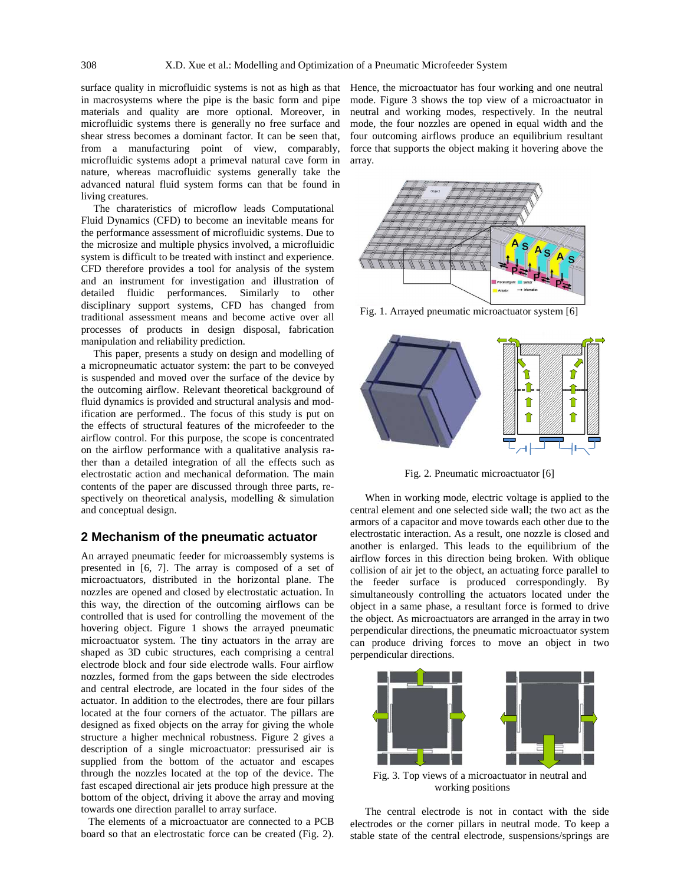surface quality in microfluidic systems is not as high as that in macrosystems where the pipe is the basic form and pipe materials and quality are more optional. Moreover, in microfluidic systems there is generally no free surface and shear stress becomes a dominant factor. It can be seen that, from a manufacturing point of view, comparably, microfluidic systems adopt a primeval natural cave form in nature, whereas macrofluidic systems generally take the advanced natural fluid system forms can that be found in living creatures.

The charateristics of microflow leads Computational Fluid Dynamics (CFD) to become an inevitable means for the performance assessment of microfluidic systems. Due to the microsize and multiple physics involved, a microfluidic system is difficult to be treated with instinct and experience. CFD therefore provides a tool for analysis of the system and an instrument for investigation and illustration of detailed fluidic performances. Similarly to other disciplinary support systems, CFD has changed from traditional assessment means and become active over all processes of products in design disposal, fabrication manipulation and reliability prediction.

This paper, presents a study on design and modelling of a micropneumatic actuator system: the part to be conveyed is suspended and moved over the surface of the device by the outcoming airflow. Relevant theoretical background of fluid dynamics is provided and structural analysis and modification are performed.. The focus of this study is put on the effects of structural features of the microfeeder to the airflow control. For this purpose, the scope is concentrated on the airflow performance with a qualitative analysis rather than a detailed integration of all the effects such as electrostatic action and mechanical deformation. The main contents of the paper are discussed through three parts, respectively on theoretical analysis, modelling & simulation and conceptual design.

## 2 Mechanism of the pneumatic actuator

An arrayed pneumatic feeder for microassembly systems is presented in [6, 7]. The array is composed of a set of microactuators, distributed in the horizontal plane. The nozzles are opened and closed by electrostatic actuation. In this way, the direction of the outcoming airflows can be controlled that is used for controlling the movement of the hovering object. Figure 1 shows the arrayed pneumatic microactuator system. The tiny actuators in the array are shaped as 3D cubic structures, each comprising a central electrode block and four side electrode walls. Four airflow nozzles, formed from the gaps between the side electrodes and central electrode, are located in the four sides of the actuator. In addition to the electrodes, there are four pillars located at the four corners of the actuator. The pillars are designed as fixed objects on the array for giving the whole structure a higher mechnical robustness. Figure 2 gives a description of a single microactuator: pressurised air is supplied from the bottom of the actuator and escapes through the nozzles located at the top of the device. The fast escaped directional air jets produce high pressure at the bottom of the object, driving it above the array and moving towards one direction parallel to array surface.

The elements of a microactuator are connected to a PCB board so that an electrostatic force can be created (Fig. 2). Hence, the microactuator has four working and one neutral mode. Figure 3 shows the top view of a microactuator in neutral and working modes, respectively. In the neutral mode, the four nozzles are opened in equal width and the four outcoming airflows produce an equilibrium resultant force that supports the object making it hovering above the array.

Fig. 1. Arrayed pneumatic microactuator system [6]

Fig. 2. Pneumatic microactuator [6]

When in working mode, electric voltage is applied to the central element and one selected side wall; the two act as the armors of a capacitor and move towards each other due to the electrostatic interaction. As a result, one nozzle is closed and another is enlarged. This leads to the equilibrium of the airflow forces in this direction being broken. With oblique collision of air jet to the object, an actuating force parallel to the feeder surface is produced correspondingly. By simultaneously controlling the actuators located under the object in a same phase, a resultant force is formed to drive the object. As microactuators are arranged in the array in two perpendicular directions, the pneumatic microactuator system can produce driving forces to move an object in two perpendicular directions.

Fig. 3. Top views of a microactuator in neutral and working positions

The central electrode is not in contact with the side electrodes or the corner pillars in neutral mode. To keep a stable state of the central electrode, suspensions/springs are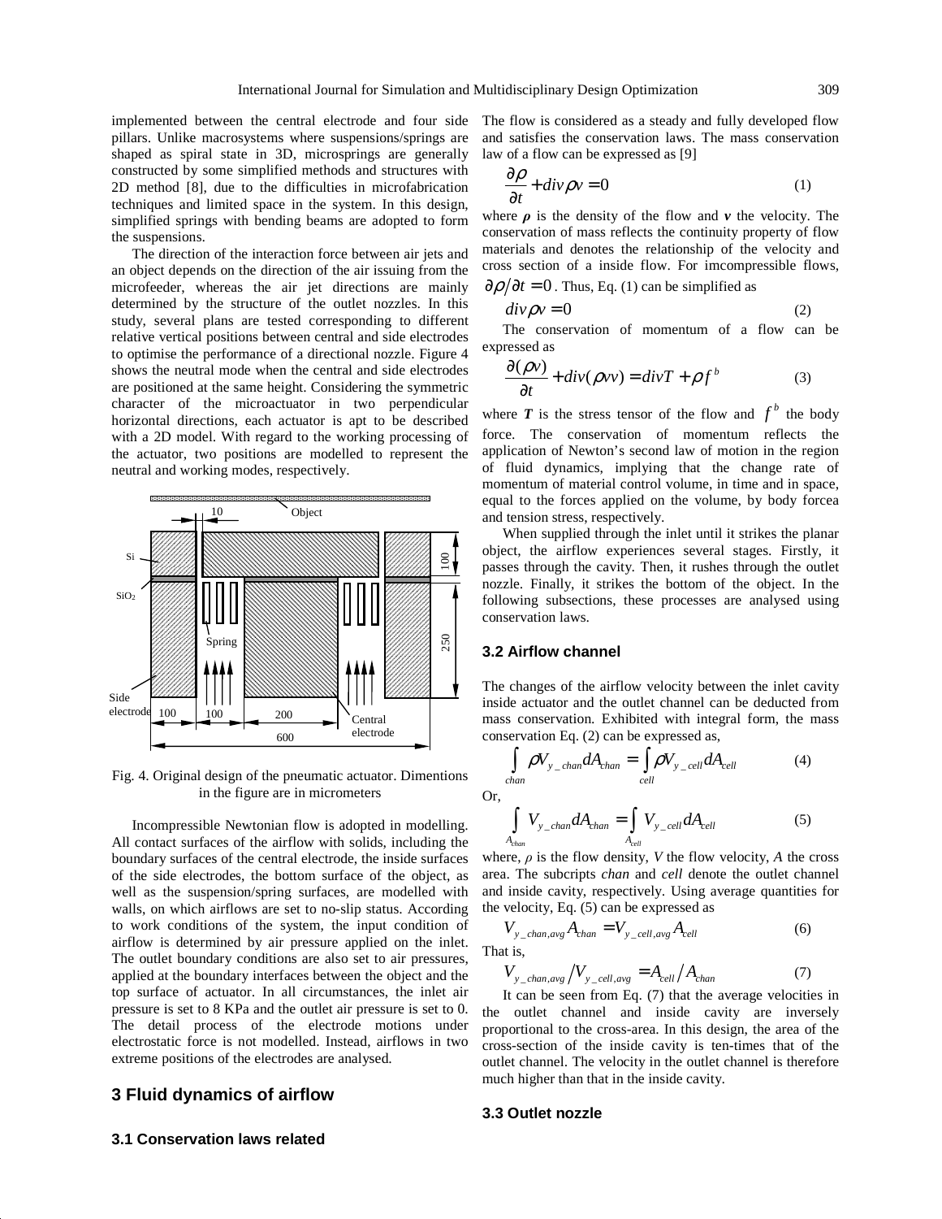implemented between the central electrode and four side pillars. Unlike macrosystems where suspensions/springs are shaped as spiral state in 3D, microsprings are generally constructed by some simplified methods and structures with 2D method [8], due to the difficulties in microfabrication techniques and limited space in the system. In this design, simplified springs with bending beams are adopted to form the suspensions.

The direction of the interaction force between air jets and an object depends on the direction of the air issuing from the microfeeder, whereas the air jet directions are mainly determined by the structure of the outlet nozzles. In this study, several plans are tested corresponding to different relative vertical positions between central and side electrodes to optimise the performance of a directional nozzle. Figure 4 shows the neutral mode when the central and side electrodes are positioned at the same height. Considering the symmetric character of the microactuator in two perpendicular horizontal directions, each actuator is apt to be described with a 2D model. With regard to the working processing of the actuator, two positions are modelled to represent the neutral and working modes, respectively.

Fig. 4. Original design of the pneumatic actuator. Dimentions in the figure are in micrometers

Incompressible Newtonian flow is adopted in modelling. All contact surfaces of the airflow with solids, including the boundary surfaces of the central electrode, the inside surfaces of the side electrodes, the bottom surface of the object, as well as the suspension/spring surfaces, are modelled with walls, on which airflows are set to no-slip status. According to work conditions of the system, the input condition of airflow is determined by air pressure applied on the inlet. The outlet boundary conditions are also set to air pressures, applied at the boundary interfaces between the object and the top surface of actuator. In all circumstances, the inlet air pressure is set to 8 KPa and the outlet air pressure is set to 0. The detail process of the electrode motions under electrostatic force is not modelled. Instead, airflows in two extreme positions of the electrodes are analysed.

## 3 Fluid dynamics of airflow

### 3.1 Conservation laws related

The flow is considered as a steady and fully developed flow and satisfies the conservation laws. The mass conservation law of a flow can be expressed as [9]

$$\frac{\partial \rho}{\partial t} + div \rho v = 0 \tag{1}$$

where $\boldsymbol{\rho}$ is the density of the flow and $\boldsymbol{v}$ the velocity. The conservation of mass reflects the continuity property of flow materials and denotes the relationship of the velocity and cross section of a inside flow. For imcompressible flows, $\partial \rho / \partial t = 0$. Thus, Eq. (1) can be simplified as

$$div \rho v = 0 \tag{2}$$

The conservation of momentum of a flow can be expressed as

$$\frac{\partial (\rho v)}{\partial t} + div(\rho v v) = div T + \rho f^{b} \tag{3}$$

where $\boldsymbol{T}$ is the stress tensor of the flow and $f^{b}$ the body force. The conservation of momentum reflects the application of Newton's second law of motion in the region of fluid dynamics, implying that the change rate of momentum of material control volume, in time and in space, equal to the forces applied on the volume, by body forcea and tension stress, respectively.

When supplied through the inlet until it strikes the planar object, the airflow experiences several stages. Firstly, it passes through the cavity. Then, it rushes through the outlet nozzle. Finally, it strikes the bottom of the object. In the following subsections, these processes are analysed using conservation laws.

### 3.2 Airflow channel

The changes of the airflow velocity between the inlet cavity inside actuator and the outlet channel can be deducted from mass conservation. Exhibited with integral form, the mass conservation Eq. (2) can be expressed as,

$$\int_{chan} \rho V_{y\_chan} dA_{chan} = \int_{cell} \rho V_{y\_cell} dA_{cell} \tag{4}$$

Or,

$$\int_{A_{chan}} V_{y\_chan} dA_{chan} = \int_{A_{cell}} V_{y\_cell} dA_{cell} \tag{5}$$

where, $\rho$ is the flow density, $V$ the flow velocity, $A$ the cross area. The subcripts *chan* and *cell* denote the outlet channel and inside cavity, respectively. Using average quantities for the velocity, Eq. (5) can be expressed as

$$V_{y\_chan,avg} A_{chan} = V_{y\_cell,avg} A_{cell} \tag{6}$$

That is,

$$V_{y\_chan,avg} / V_{y\_cell,avg} = A_{cell} / A_{chan} \tag{7}$$

It can be seen from Eq. (7) that the average velocities in the outlet channel and inside cavity are inversely proportional to the cross-area. In this design, the area of the cross-section of the inside cavity is ten-times that of the outlet channel. The velocity in the outlet channel is therefore much higher than that in the inside cavity.

### 3.3 Outlet nozzle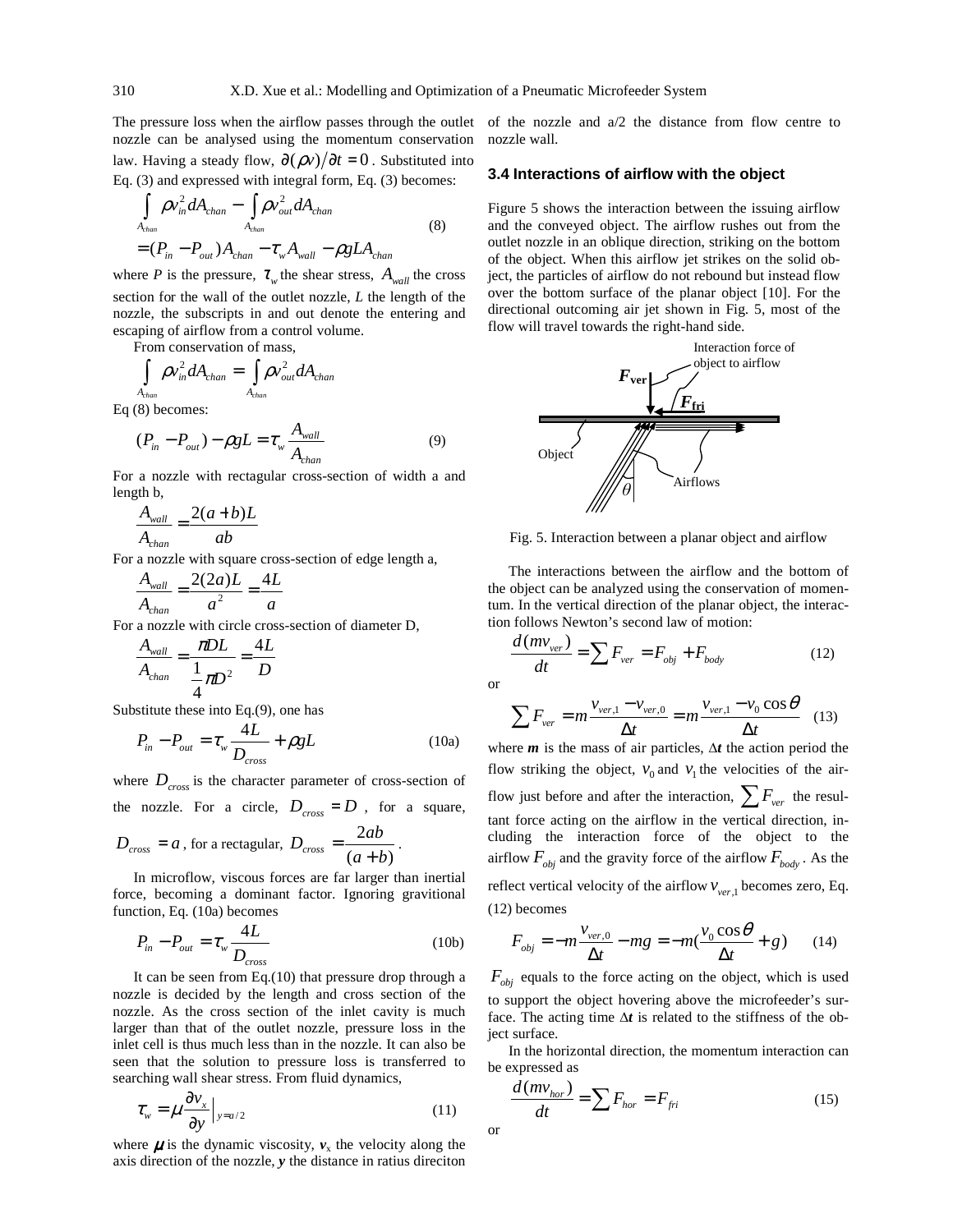The pressure loss when the airflow passes through the outlet nozzle can be analysed using the momentum conservation law. Having a steady flow, $\partial(\rho v)/\partial t = 0$. Substituted into Eq. (3) and expressed with integral form, Eq. (3) becomes:

$$\int_{A_{chan}} \rho v_{in}^2 dA_{chan} - \int_{A_{chan}} \rho v_{out}^2 dA_{chan} = (P_{in} - P_{out})A_{chan} - \tau_w A_{wall} - \rho g L A_{chan} \tag{8}$$

where $P$ is the pressure, $\tau_w$ the shear stress, $A_{wall}$ the cross section for the wall of the outlet nozzle, $L$ the length of the nozzle, the subscripts in and out denote the entering and escaping of airflow from a control volume.

From conservation of mass,

$$\int_{A_{chan}} \rho v_{in}^2 dA_{chan} = \int_{A_{chan}} \rho v_{out}^2 dA_{chan}$$

Eq (8) becomes:

$$(P_{in} - P_{out}) - \rho g L = \tau_w \frac{A_{wall}}{A_{chan}} \tag{9}$$

For a nozzle with rectagular cross-section of width a and length b,

$$\frac{A_{wall}}{A_{chan}} = \frac{2(a+b)L}{ab}$$

For a nozzle with square cross-section of edge length a,

$$\frac{A_{wall}}{A_{chan}} = \frac{2(2a)L}{a^2} = \frac{4L}{a}$$

For a nozzle with circle cross-section of diameter D,

$$\frac{A_{wall}}{A_{chan}} = \frac{\pi D L}{\frac{1}{4}\pi D^2} = \frac{4L}{D}$$

Substitute these into Eq.(9), one has

$$P_{in} - P_{out} = \tau_w \frac{4L}{D_{cross}} + \rho g L \tag{10a}$$

where $D_{cross}$ is the character parameter of cross-section of the nozzle. For a circle, $D_{cross} = D$, for a square, $D_{cross} = a$, for a rectagular, $D_{cross} = \frac{2ab}{(a+b)}$.

In microflow, viscous forces are far larger than inertial force, becoming a dominant factor. Ignoring gravitional function, Eq. (10a) becomes

$$P_{in} - P_{out} = \tau_w \frac{4L}{D_{cross}} \tag{10b}$$

It can be seen from Eq.(10) that pressure drop through a nozzle is decided by the length and cross section of the nozzle. As the cross section of the inlet cavity is much larger than that of the outlet nozzle, pressure loss in the inlet cell is thus much less than in the nozzle. It can also be seen that the solution to pressure loss is transferred to searching wall shear stress. From fluid dynamics,

$$\tau_w = \mu \frac{\partial v_x}{\partial y}\Big|_{y=a/2} \tag{11}$$

where $\mu$ is the dynamic viscosity, $v_x$ the velocity along the axis direction of the nozzle, $y$ the distance in ratius direciton of the nozzle and a/2 the distance from flow centre to nozzle wall.

### 3.4 Interactions of airflow with the object

Figure 5 shows the interaction between the issuing airflow and the conveyed object. The airflow rushes out from the outlet nozzle in an oblique direction, striking on the bottom of the object. When this airflow jet strikes on the solid object, the particles of airflow do not rebound but instead flow over the bottom surface of the planar object [10]. For the directional outcoming air jet shown in Fig. 5, most of the flow will travel towards the right-hand side.

Fig. 5. Interaction between a planar object and airflow

The interactions between the airflow and the bottom of the object can be analyzed using the conservation of momentum. In the vertical direction of the planar object, the interaction follows Newton's second law of motion:

$$\frac{d(mv_{ver})}{dt} = \sum F_{ver} = F_{obj} + F_{body} \tag{12}$$

or

$$\sum F_{ver} = m\frac{v_{ver,1} - v_{ver,0}}{\Delta t} = m\frac{v_{ver,1} - v_0 \cos\theta}{\Delta t} \tag{13}$$

where $\boldsymbol{m}$ is the mass of air particles, $\Delta \boldsymbol{t}$ the action period the flow striking the object, $v_0$ and $v_1$ the velocities of the airflow just before and after the interaction, $\sum F_{ver}$ the resultant force acting on the airflow in the vertical direction, including the interaction force of the object to the airflow $F_{obj}$ and the gravity force of the airflow $F_{body}$. As the reflect vertical velocity of the airflow $v_{ver,1}$ becomes zero, Eq. (12) becomes

$$F_{obj} = -m\frac{v_{ver,0}}{\Delta t} - mg = -m\left(\frac{v_0 \cos\theta}{\Delta t} + g\right) \tag{14}$$

$F_{obj}$ equals to the force acting on the object, which is used to support the object hovering above the microfeeder's surface. The acting time $\Delta \boldsymbol{t}$ is related to the stiffness of the object surface.

In the horizontal direction, the momentum interaction can be expressed as

$$\frac{d(mv_{hor})}{dt} = \sum F_{hor} = F_{fri} \tag{15}$$

or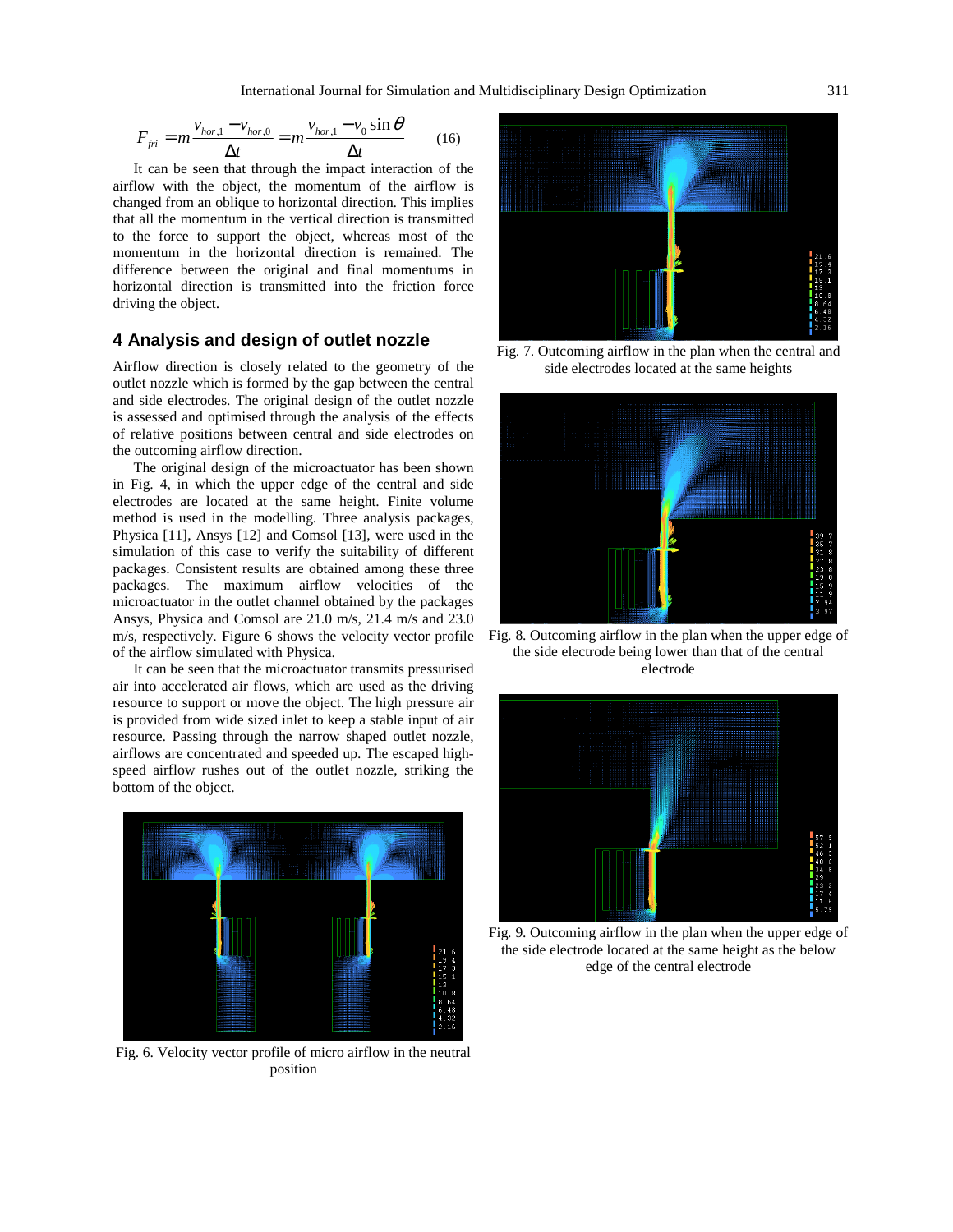$$F_{fri} = m\frac{v_{hor,1} - v_{hor,0}}{\Delta t} = m\frac{v_{hor,1} - v_0 \sin\theta}{\Delta t} \qquad (16)$$

It can be seen that through the impact interaction of the airflow with the object, the momentum of the airflow is changed from an oblique to horizontal direction. This implies that all the momentum in the vertical direction is transmitted to the force to support the object, whereas most of the momentum in the horizontal direction is remained. The difference between the original and final momentums in horizontal direction is transmitted into the friction force driving the object.

## 4 Analysis and design of outlet nozzle

Airflow direction is closely related to the geometry of the outlet nozzle which is formed by the gap between the central and side electrodes. The original design of the outlet nozzle is assessed and optimised through the analysis of the effects of relative positions between central and side electrodes on the outcoming airflow direction.

The original design of the microactuator has been shown in Fig. 4, in which the upper edge of the central and side electrodes are located at the same height. Finite volume method is used in the modelling. Three analysis packages, Physica [11], Ansys [12] and Comsol [13], were used in the simulation of this case to verify the suitability of different packages. Consistent results are obtained among these three packages. The maximum airflow velocities of the microactuator in the outlet channel obtained by the packages Ansys, Physica and Comsol are 21.0 m/s, 21.4 m/s and 23.0 m/s, respectively. Figure 6 shows the velocity vector profile of the airflow simulated with Physica.

It can be seen that the microactuator transmits pressurised air into accelerated air flows, which are used as the driving resource to support or move the object. The high pressure air is provided from wide sized inlet to keep a stable input of air resource. Passing through the narrow shaped outlet nozzle, airflows are concentrated and speeded up. The escaped high-speed airflow rushes out of the outlet nozzle, striking the bottom of the object.

Fig. 6. Velocity vector profile of micro airflow in the neutral position

Fig. 7. Outcoming airflow in the plan when the central and side electrodes located at the same heights

Fig. 8. Outcoming airflow in the plan when the upper edge of the side electrode being lower than that of the central electrode

Fig. 9. Outcoming airflow in the plan when the upper edge of the side electrode located at the same height as the below edge of the central electrode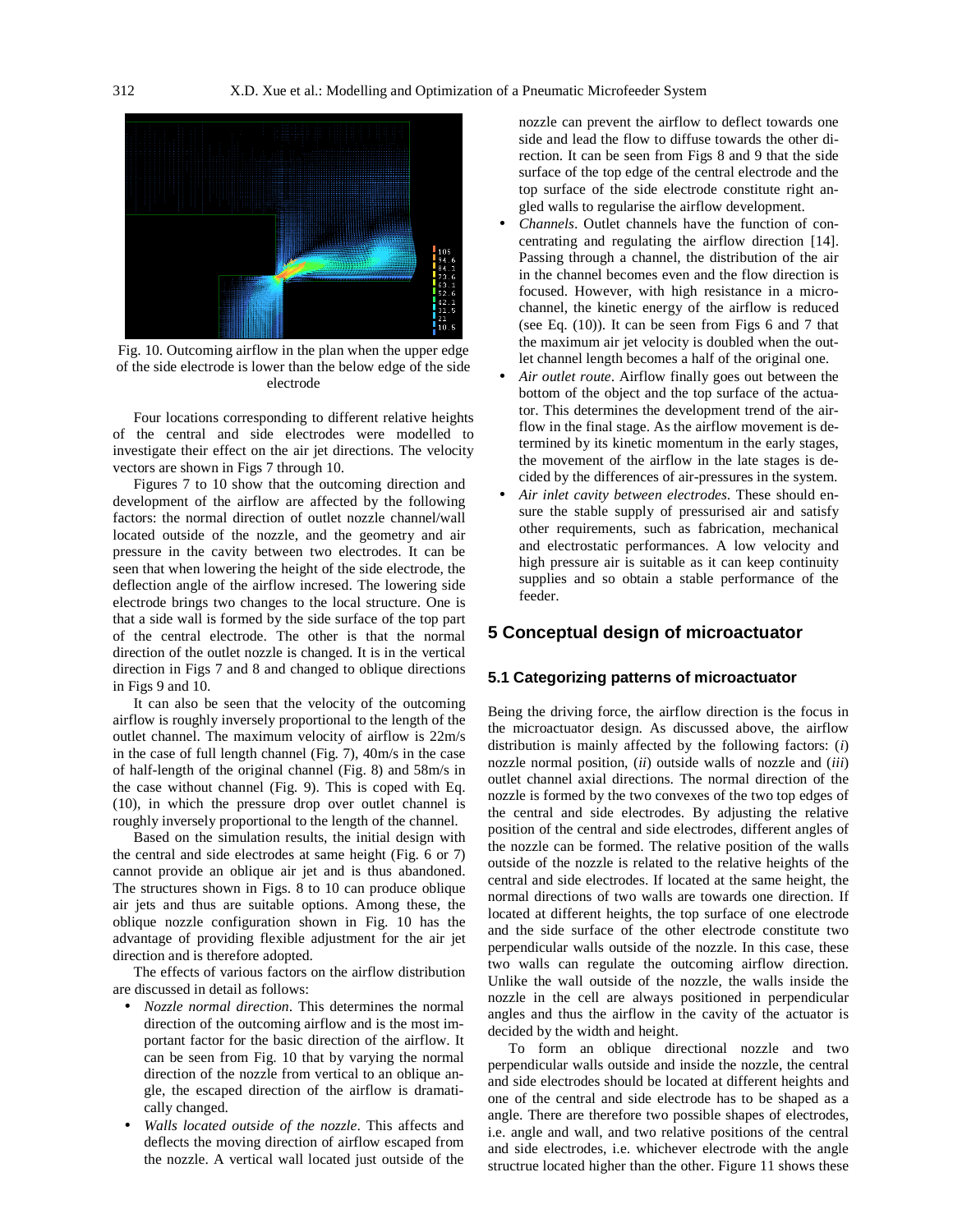105
94.6
84.1
73.6
63.1
52.6
42.1
31.5
21
10.5

Fig. 10. Outcoming airflow in the plan when the upper edge of the side electrode is lower than the below edge of the side electrode

Four locations corresponding to different relative heights of the central and side electrodes were modelled to investigate their effect on the air jet directions. The velocity vectors are shown in Figs 7 through 10.

Figures 7 to 10 show that the outcoming direction and development of the airflow are affected by the following factors: the normal direction of outlet nozzle channel/wall located outside of the nozzle, and the geometry and air pressure in the cavity between two electrodes. It can be seen that when lowering the height of the side electrode, the deflection angle of the airflow incresed. The lowering side electrode brings two changes to the local structure. One is that a side wall is formed by the side surface of the top part of the central electrode. The other is that the normal direction of the outlet nozzle is changed. It is in the vertical direction in Figs 7 and 8 and changed to oblique directions in Figs 9 and 10.

It can also be seen that the velocity of the outcoming airflow is roughly inversely proportional to the length of the outlet channel. The maximum velocity of airflow is 22m/s in the case of full length channel (Fig. 7), 40m/s in the case of half-length of the original channel (Fig. 8) and 58m/s in the case without channel (Fig. 9). This is coped with Eq. (10), in which the pressure drop over outlet channel is roughly inversely proportional to the length of the channel.

Based on the simulation results, the initial design with the central and side electrodes at same height (Fig. 6 or 7) cannot provide an oblique air jet and is thus abandoned. The structures shown in Figs. 8 to 10 can produce oblique air jets and thus are suitable options. Among these, the oblique nozzle configuration shown in Fig. 10 has the advantage of providing flexible adjustment for the air jet direction and is therefore adopted.

The effects of various factors on the airflow distribution are discussed in detail as follows:

- *Nozzle normal direction*. This determines the normal direction of the outcoming airflow and is the most important factor for the basic direction of the airflow. It can be seen from Fig. 10 that by varying the normal direction of the nozzle from vertical to an oblique angle, the escaped direction of the airflow is dramatically changed.
- *Walls located outside of the nozzle*. This affects and deflects the moving direction of airflow escaped from the nozzle. A vertical wall located just outside of the nozzle can prevent the airflow to deflect towards one side and lead the flow to diffuse towards the other direction. It can be seen from Figs 8 and 9 that the side surface of the top edge of the central electrode and the top surface of the side electrode constitute right angled walls to regularise the airflow development.
- *Channels*. Outlet channels have the function of concentrating and regulating the airflow direction [14]. Passing through a channel, the distribution of the air in the channel becomes even and the flow direction is focused. However, with high resistance in a microchannel, the kinetic energy of the airflow is reduced (see Eq. (10)). It can be seen from Figs 6 and 7 that the maximum air jet velocity is doubled when the outlet channel length becomes a half of the original one.
- *Air outlet route*. Airflow finally goes out between the bottom of the object and the top surface of the actuator. This determines the development trend of the airflow in the final stage. As the airflow movement is determined by its kinetic momentum in the early stages, the movement of the airflow in the late stages is decided by the differences of air-pressures in the system.
- *Air inlet cavity between electrodes*. These should ensure the stable supply of pressurised air and satisfy other requirements, such as fabrication, mechanical and electrostatic performances. A low velocity and high pressure air is suitable as it can keep continuity supplies and so obtain a stable performance of the feeder.

## 5 Conceptual design of microactuator

### 5.1 Categorizing patterns of microactuator

Being the driving force, the airflow direction is the focus in the microactuator design. As discussed above, the airflow distribution is mainly affected by the following factors: (*i*) nozzle normal position, (*ii*) outside walls of nozzle and (*iii*) outlet channel axial directions. The normal direction of the nozzle is formed by the two convexes of the two top edges of the central and side electrodes. By adjusting the relative position of the central and side electrodes, different angles of the nozzle can be formed. The relative position of the walls outside of the nozzle is related to the relative heights of the central and side electrodes. If located at the same height, the normal directions of two walls are towards one direction. If located at different heights, the top surface of one electrode and the side surface of the other electrode constitute two perpendicular walls outside of the nozzle. In this case, these two walls can regulate the outcoming airflow direction. Unlike the wall outside of the nozzle, the walls inside the nozzle in the cell are always positioned in perpendicular angles and thus the airflow in the cavity of the actuator is decided by the width and height.

To form an oblique directional nozzle and two perpendicular walls outside and inside the nozzle, the central and side electrodes should be located at different heights and one of the central and side electrode has to be shaped as a angle. There are therefore two possible shapes of electrodes, i.e. angle and wall, and two relative positions of the central and side electrodes, i.e. whichever electrode with the angle structrue located higher than the other. Figure 11 shows these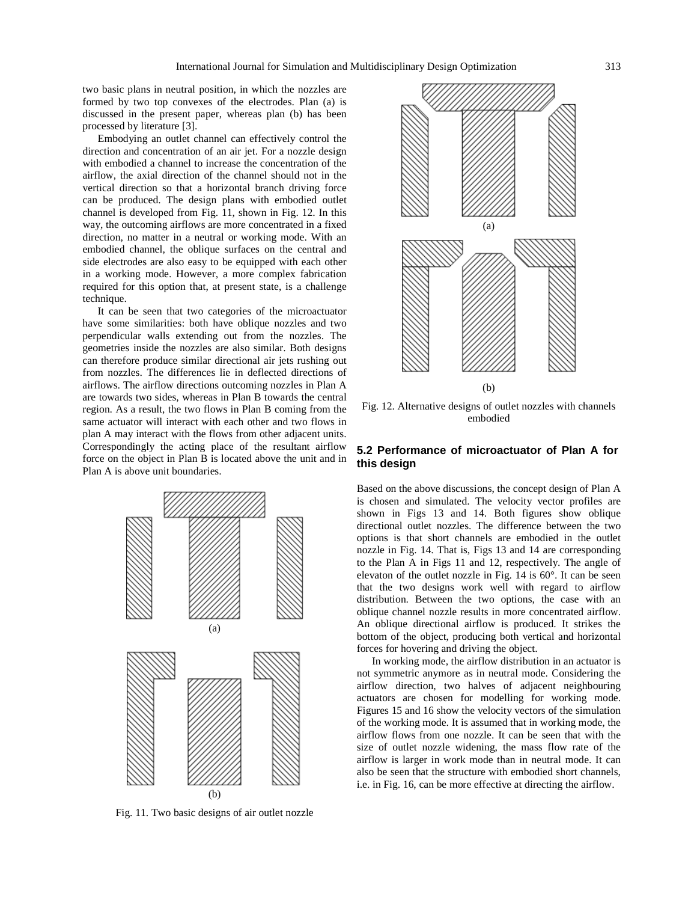two basic plans in neutral position, in which the nozzles are formed by two top convexes of the electrodes. Plan (a) is discussed in the present paper, whereas plan (b) has been processed by literature [3].

Embodying an outlet channel can effectively control the direction and concentration of an air jet. For a nozzle design with embodied a channel to increase the concentration of the airflow, the axial direction of the channel should not in the vertical direction so that a horizontal branch driving force can be produced. The design plans with embodied outlet channel is developed from Fig. 11, shown in Fig. 12. In this way, the outcoming airflows are more concentrated in a fixed direction, no matter in a neutral or working mode. With an embodied channel, the oblique surfaces on the central and side electrodes are also easy to be equipped with each other in a working mode. However, a more complex fabrication required for this option that, at present state, is a challenge technique.

It can be seen that two categories of the microactuator have some similarities: both have oblique nozzles and two perpendicular walls extending out from the nozzles. The geometries inside the nozzles are also similar. Both designs can therefore produce similar directional air jets rushing out from nozzles. The differences lie in deflected directions of airflows. The airflow directions outcoming nozzles in Plan A are towards two sides, whereas in Plan B towards the central region. As a result, the two flows in Plan B coming from the same actuator will interact with each other and two flows in plan A may interact with the flows from other adjacent units. Correspondingly the acting place of the resultant airflow force on the object in Plan B is located above the unit and in Plan A is above unit boundaries.

(a)

(b)

Fig. 11. Two basic designs of air outlet nozzle

(a)

(b)

Fig. 12. Alternative designs of outlet nozzles with channels embodied

### 5.2 Performance of microactuator of Plan A for this design

Based on the above discussions, the concept design of Plan A is chosen and simulated. The velocity vector profiles are shown in Figs 13 and 14. Both figures show oblique directional outlet nozzles. The difference between the two options is that short channels are embodied in the outlet nozzle in Fig. 14. That is, Figs 13 and 14 are corresponding to the Plan A in Figs 11 and 12, respectively. The angle of elevaton of the outlet nozzle in Fig. 14 is 60°. It can be seen that the two designs work well with regard to airflow distribution. Between the two options, the case with an oblique channel nozzle results in more concentrated airflow. An oblique directional airflow is produced. It strikes the bottom of the object, producing both vertical and horizontal forces for hovering and driving the object.

In working mode, the airflow distribution in an actuator is not symmetric anymore as in neutral mode. Considering the airflow direction, two halves of adjacent neighbouring actuators are chosen for modelling for working mode. Figures 15 and 16 show the velocity vectors of the simulation of the working mode. It is assumed that in working mode, the airflow flows from one nozzle. It can be seen that with the size of outlet nozzle widening, the mass flow rate of the airflow is larger in work mode than in neutral mode. It can also be seen that the structure with embodied short channels, i.e. in Fig. 16, can be more effective at directing the airflow.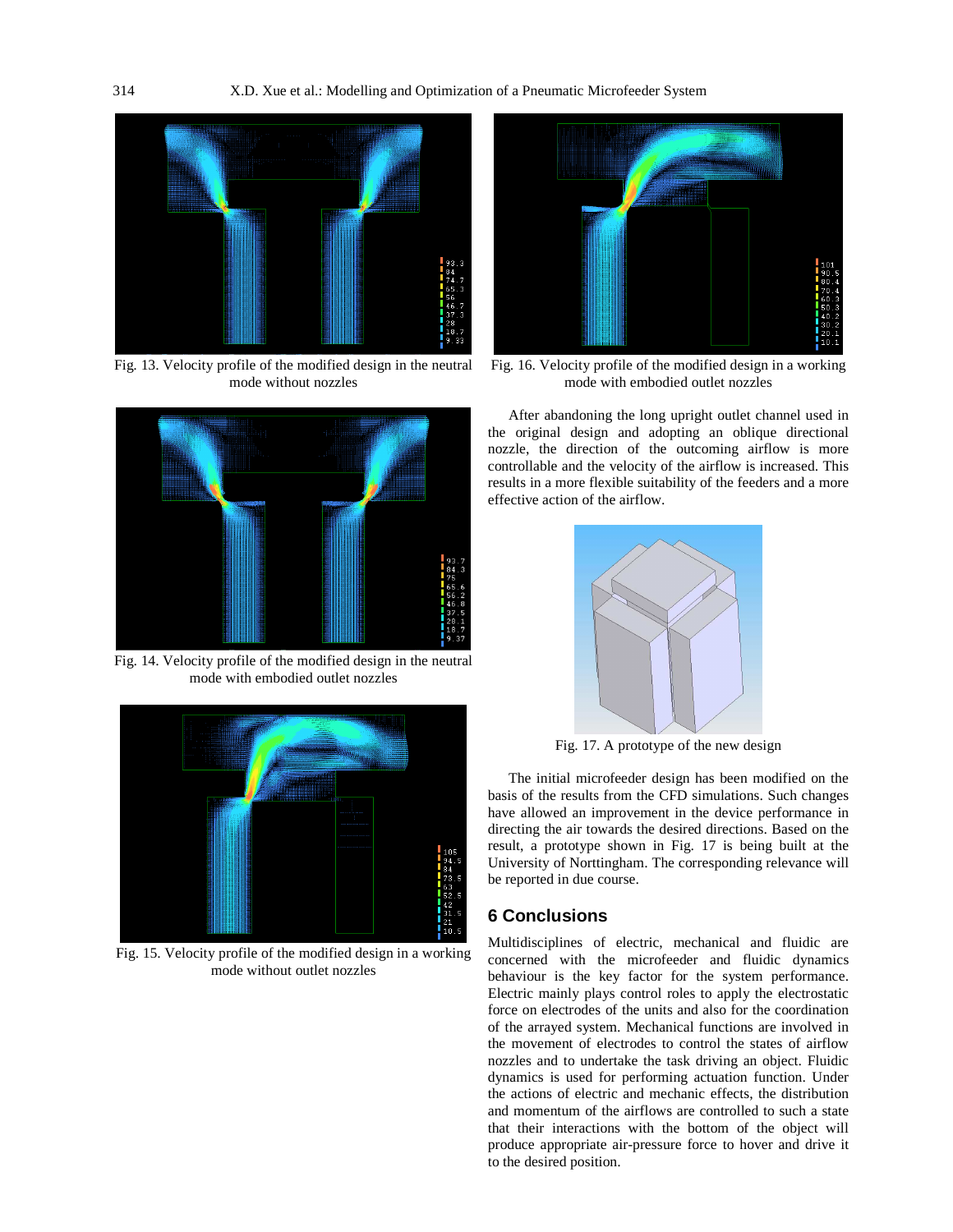Fig. 13. Velocity profile of the modified design in the neutral mode without nozzles

Fig. 14. Velocity profile of the modified design in the neutral mode with embodied outlet nozzles

Fig. 15. Velocity profile of the modified design in a working mode without outlet nozzles

Fig. 16. Velocity profile of the modified design in a working mode with embodied outlet nozzles

After abandoning the long upright outlet channel used in the original design and adopting an oblique directional nozzle, the direction of the outcoming airflow is more controllable and the velocity of the airflow is increased. This results in a more flexible suitability of the feeders and a more effective action of the airflow.

Fig. 17. A prototype of the new design

The initial microfeeder design has been modified on the basis of the results from the CFD simulations. Such changes have allowed an improvement in the device performance in directing the air towards the desired directions. Based on the result, a prototype shown in Fig. 17 is being built at the University of Norttingham. The corresponding relevance will be reported in due course.

## 6 Conclusions

Multidisciplines of electric, mechanical and fluidic are concerned with the microfeeder and fluidic dynamics behaviour is the key factor for the system performance. Electric mainly plays control roles to apply the electrostatic force on electrodes of the units and also for the coordination of the arrayed system. Mechanical functions are involved in the movement of electrodes to control the states of airflow nozzles and to undertake the task driving an object. Fluidic dynamics is used for performing actuation function. Under the actions of electric and mechanic effects, the distribution and momentum of the airflows are controlled to such a state that their interactions with the bottom of the object will produce appropriate air-pressure force to hover and drive it to the desired position.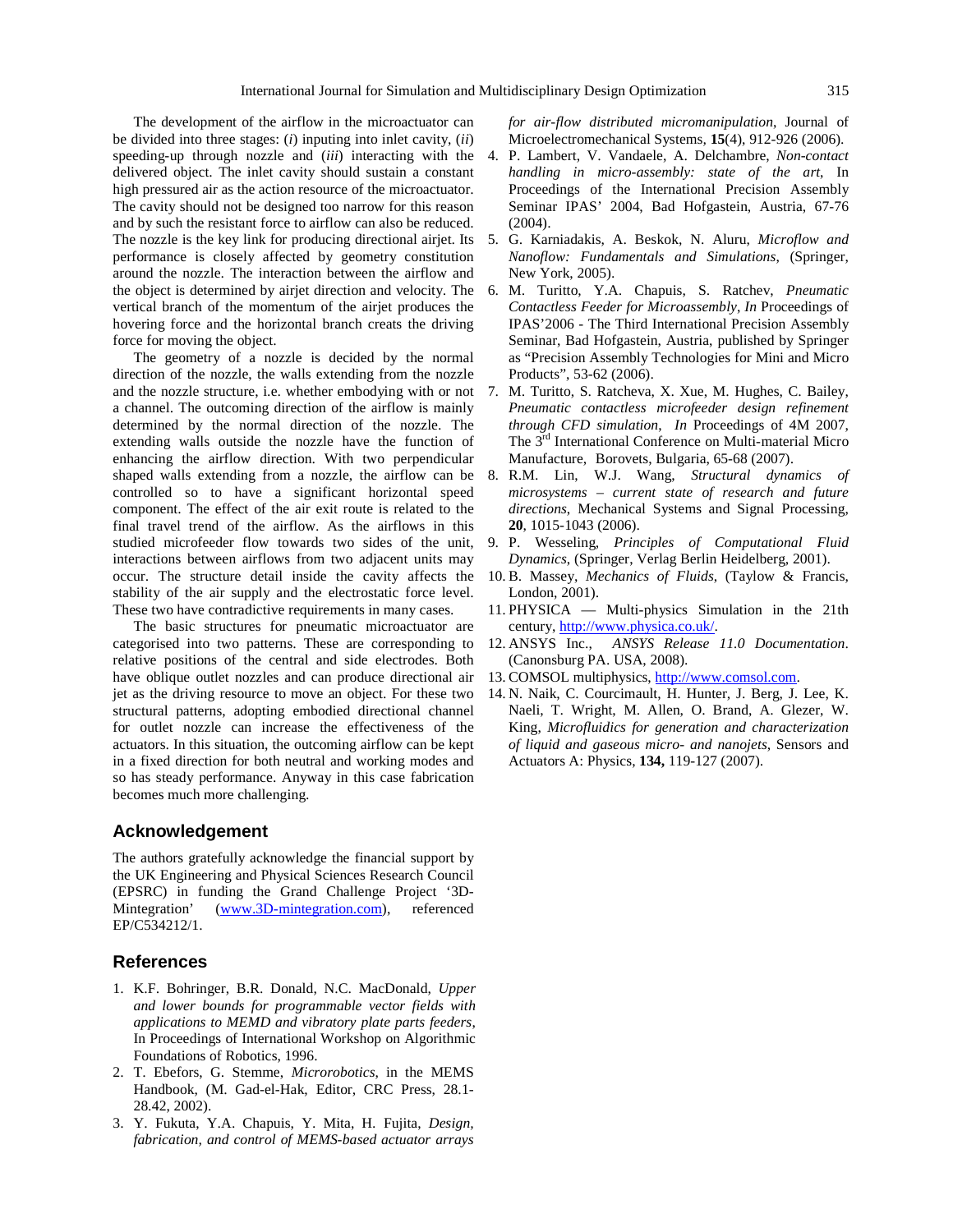The development of the airflow in the microactuator can be divided into three stages: (*i*) inputing into inlet cavity, (*ii*) speeding-up through nozzle and (*iii*) interacting with the delivered object. The inlet cavity should sustain a constant high pressured air as the action resource of the microactuator. The cavity should not be designed too narrow for this reason and by such the resistant force to airflow can also be reduced. The nozzle is the key link for producing directional airjet. Its performance is closely affected by geometry constitution around the nozzle. The interaction between the airflow and the object is determined by airjet direction and velocity. The vertical branch of the momentum of the airjet produces the hovering force and the horizontal branch creats the driving force for moving the object.

The geometry of a nozzle is decided by the normal direction of the nozzle, the walls extending from the nozzle and the nozzle structure, i.e. whether embodying with or not a channel. The outcoming direction of the airflow is mainly determined by the normal direction of the nozzle. The extending walls outside the nozzle have the function of enhancing the airflow direction. With two perpendicular shaped walls extending from a nozzle, the airflow can be controlled so to have a significant horizontal speed component. The effect of the air exit route is related to the final travel trend of the airflow. As the airflows in this studied microfeeder flow towards two sides of the unit, interactions between airflows from two adjacent units may occur. The structure detail inside the cavity affects the stability of the air supply and the electrostatic force level. These two have contradictive requirements in many cases.

The basic structures for pneumatic microactuator are categorised into two patterns. These are corresponding to relative positions of the central and side electrodes. Both have oblique outlet nozzles and can produce directional air jet as the driving resource to move an object. For these two structural patterns, adopting embodied directional channel for outlet nozzle can increase the effectiveness of the actuators. In this situation, the outcoming airflow can be kept in a fixed direction for both neutral and working modes and so has steady performance. Anyway in this case fabrication becomes much more challenging.

## Acknowledgement

The authors gratefully acknowledge the financial support by the UK Engineering and Physical Sciences Research Council (EPSRC) in funding the Grand Challenge Project '3D-Mintegration' (www.3D-mintegration.com), referenced EP/C534212/1.

## References

1. K.F. Bohringer, B.R. Donald, N.C. MacDonald, *Upper and lower bounds for programmable vector fields with applications to MEMD and vibratory plate parts feeders*, In Proceedings of International Workshop on Algorithmic Foundations of Robotics, 1996.
2. T. Ebefors, G. Stemme, *Microrobotics*, in the MEMS Handbook, (M. Gad-el-Hak, Editor, CRC Press, 28.1-28.42, 2002).
3. Y. Fukuta, Y.A. Chapuis, Y. Mita, H. Fujita, *Design, fabrication, and control of MEMS-based actuator arrays for air-flow distributed micromanipulation*, Journal of Microelectromechanical Systems, **15**(4), 912-926 (2006).
4. P. Lambert, V. Vandaele, A. Delchambre, *Non-contact handling in micro-assembly: state of the art*, In Proceedings of the International Precision Assembly Seminar IPAS' 2004, Bad Hofgastein, Austria, 67-76 (2004).
5. G. Karniadakis, A. Beskok, N. Aluru, *Microflow and Nanoflow: Fundamentals and Simulations*, (Springer, New York, 2005).
6. M. Turitto, Y.A. Chapuis, S. Ratchev, *Pneumatic Contactless Feeder for Microassembly*, *In* Proceedings of IPAS'2006 - The Third International Precision Assembly Seminar, Bad Hofgastein, Austria, published by Springer as "Precision Assembly Technologies for Mini and Micro Products", 53-62 (2006).
7. M. Turitto, S. Ratcheva, X. Xue, M. Hughes, C. Bailey, *Pneumatic contactless microfeeder design refinement through CFD simulation*, *In* Proceedings of 4M 2007, The 3rd International Conference on Multi-material Micro Manufacture, Borovets, Bulgaria, 65-68 (2007).
8. R.M. Lin, W.J. Wang, *Structural dynamics of microsystems – current state of research and future directions*, Mechanical Systems and Signal Processing, **20**, 1015-1043 (2006).
9. P. Wesseling, *Principles of Computational Fluid Dynamics*, (Springer, Verlag Berlin Heidelberg, 2001).
10. B. Massey, *Mechanics of Fluids*, (Taylow & Francis, London, 2001).
11. PHYSICA — Multi-physics Simulation in the 21th century, http://www.physica.co.uk/.
12. ANSYS Inc., *ANSYS Release 11.0 Documentation*. (Canonsburg PA. USA, 2008).
13. COMSOL multiphysics, http://www.comsol.com.
14. N. Naik, C. Courcimault, H. Hunter, J. Berg, J. Lee, K. Naeli, T. Wright, M. Allen, O. Brand, A. Glezer, W. King, *Microfluidics for generation and characterization of liquid and gaseous micro- and nanojets*, Sensors and Actuators A: Physics, **134,** 119-127 (2007).